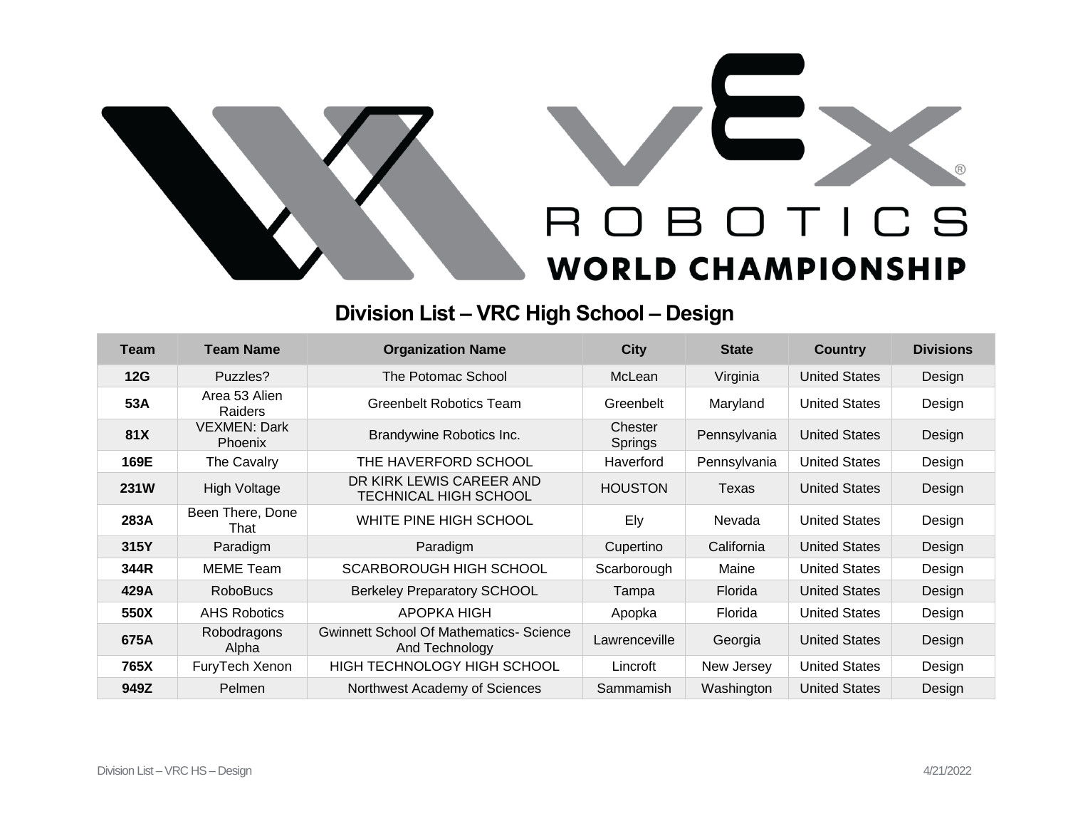# VEX ROBOTICS WORLD CHAMPIONSHIP

## Division List – VRC High School – Design

| Team | Team Name | Organization Name | City | State | Country | Divisions |
|---|---|---|---|---|---|---|
| **12G** | Puzzles? | The Potomac School | McLean | Virginia | United States | Design |
| **53A** | Area 53 Alien Raiders | Greenbelt Robotics Team | Greenbelt | Maryland | United States | Design |
| **81X** | VEXMEN: Dark Phoenix | Brandywine Robotics Inc. | Chester Springs | Pennsylvania | United States | Design |
| **169E** | The Cavalry | THE HAVERFORD SCHOOL | Haverford | Pennsylvania | United States | Design |
| **231W** | High Voltage | DR KIRK LEWIS CAREER AND TECHNICAL HIGH SCHOOL | HOUSTON | Texas | United States | Design |
| **283A** | Been There, Done That | WHITE PINE HIGH SCHOOL | Ely | Nevada | United States | Design |
| **315Y** | Paradigm | Paradigm | Cupertino | California | United States | Design |
| **344R** | MEME Team | SCARBOROUGH HIGH SCHOOL | Scarborough | Maine | United States | Design |
| **429A** | RoboBucs | Berkeley Preparatory SCHOOL | Tampa | Florida | United States | Design |
| **550X** | AHS Robotics | APOPKA HIGH | Apopka | Florida | United States | Design |
| **675A** | Robodragons Alpha | Gwinnett School Of Mathematics- Science And Technology | Lawrenceville | Georgia | United States | Design |
| **765X** | FuryTech Xenon | HIGH TECHNOLOGY HIGH SCHOOL | Lincroft | New Jersey | United States | Design |
| **949Z** | Pelmen | Northwest Academy of Sciences | Sammamish | Washington | United States | Design |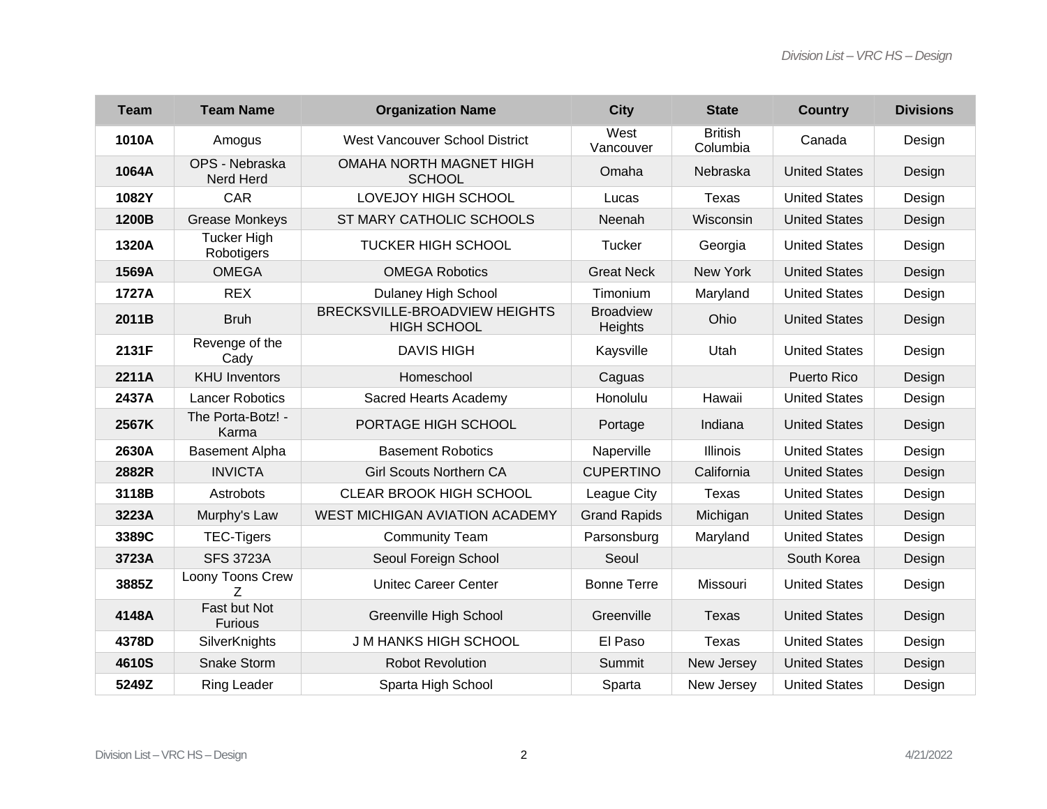| Team | Team Name | Organization Name | City | State | Country | Divisions |
|---|---|---|---|---|---|---|
| **1010A** | Amogus | West Vancouver School District | West Vancouver | British Columbia | Canada | Design |
| **1064A** | OPS - Nebraska Nerd Herd | OMAHA NORTH MAGNET HIGH SCHOOL | Omaha | Nebraska | United States | Design |
| **1082Y** | CAR | LOVEJOY HIGH SCHOOL | Lucas | Texas | United States | Design |
| **1200B** | Grease Monkeys | ST MARY CATHOLIC SCHOOLS | Neenah | Wisconsin | United States | Design |
| **1320A** | Tucker High Robotigers | TUCKER HIGH SCHOOL | Tucker | Georgia | United States | Design |
| **1569A** | OMEGA | OMEGA Robotics | Great Neck | New York | United States | Design |
| **1727A** | REX | Dulaney High School | Timonium | Maryland | United States | Design |
| **2011B** | Bruh | BRECKSVILLE-BROADVIEW HEIGHTS HIGH SCHOOL | Broadview Heights | Ohio | United States | Design |
| **2131F** | Revenge of the Cady | DAVIS HIGH | Kaysville | Utah | United States | Design |
| **2211A** | KHU Inventors | Homeschool | Caguas | | Puerto Rico | Design |
| **2437A** | Lancer Robotics | Sacred Hearts Academy | Honolulu | Hawaii | United States | Design |
| **2567K** | The Porta-Botz! - Karma | PORTAGE HIGH SCHOOL | Portage | Indiana | United States | Design |
| **2630A** | Basement Alpha | Basement Robotics | Naperville | Illinois | United States | Design |
| **2882R** | INVICTA | Girl Scouts Northern CA | CUPERTINO | California | United States | Design |
| **3118B** | Astrobots | CLEAR BROOK HIGH SCHOOL | League City | Texas | United States | Design |
| **3223A** | Murphy's Law | WEST MICHIGAN AVIATION ACADEMY | Grand Rapids | Michigan | United States | Design |
| **3389C** | TEC-Tigers | Community Team | Parsonsburg | Maryland | United States | Design |
| **3723A** | SFS 3723A | Seoul Foreign School | Seoul | | South Korea | Design |
| **3885Z** | Loony Toons Crew Z | Unitec Career Center | Bonne Terre | Missouri | United States | Design |
| **4148A** | Fast but Not Furious | Greenville High School | Greenville | Texas | United States | Design |
| **4378D** | SilverKnights | J M HANKS HIGH SCHOOL | El Paso | Texas | United States | Design |
| **4610S** | Snake Storm | Robot Revolution | Summit | New Jersey | United States | Design |
| **5249Z** | Ring Leader | Sparta High School | Sparta | New Jersey | United States | Design |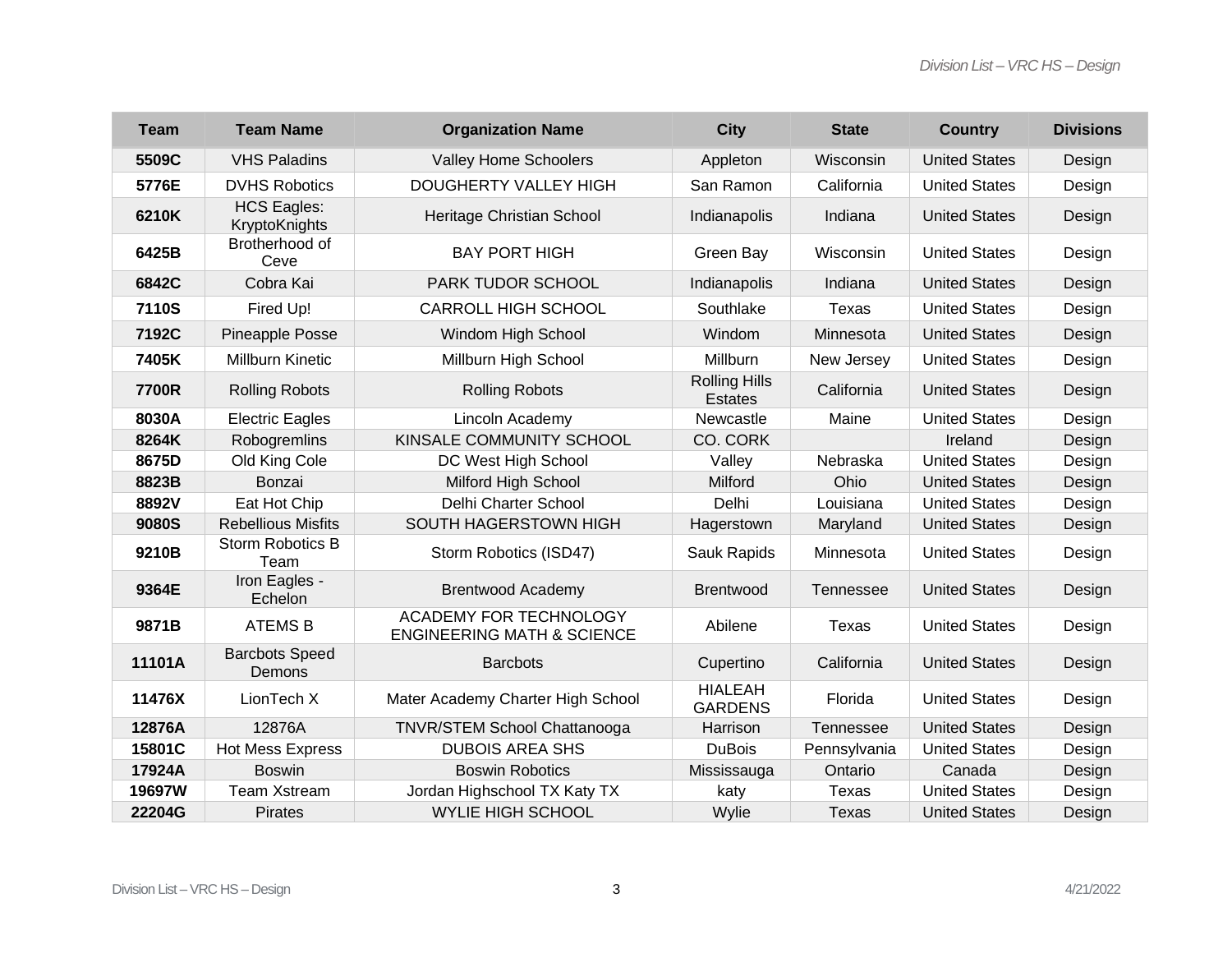| Team | Team Name | Organization Name | City | State | Country | Divisions |
|---|---|---|---|---|---|---|
| **5509C** | VHS Paladins | Valley Home Schoolers | Appleton | Wisconsin | United States | Design |
| **5776E** | DVHS Robotics | DOUGHERTY VALLEY HIGH | San Ramon | California | United States | Design |
| **6210K** | HCS Eagles: KryptoKnights | Heritage Christian School | Indianapolis | Indiana | United States | Design |
| **6425B** | Brotherhood of Ceve | BAY PORT HIGH | Green Bay | Wisconsin | United States | Design |
| **6842C** | Cobra Kai | PARK TUDOR SCHOOL | Indianapolis | Indiana | United States | Design |
| **7110S** | Fired Up! | CARROLL HIGH SCHOOL | Southlake | Texas | United States | Design |
| **7192C** | Pineapple Posse | Windom High School | Windom | Minnesota | United States | Design |
| **7405K** | Millburn Kinetic | Millburn High School | Millburn | New Jersey | United States | Design |
| **7700R** | Rolling Robots | Rolling Robots | Rolling Hills Estates | California | United States | Design |
| **8030A** | Electric Eagles | Lincoln Academy | Newcastle | Maine | United States | Design |
| **8264K** | Robogremlins | KINSALE COMMUNITY SCHOOL | CO. CORK | | Ireland | Design |
| **8675D** | Old King Cole | DC West High School | Valley | Nebraska | United States | Design |
| **8823B** | Bonzai | Milford High School | Milford | Ohio | United States | Design |
| **8892V** | Eat Hot Chip | Delhi Charter School | Delhi | Louisiana | United States | Design |
| **9080S** | Rebellious Misfits | SOUTH HAGERSTOWN HIGH | Hagerstown | Maryland | United States | Design |
| **9210B** | Storm Robotics B Team | Storm Robotics (ISD47) | Sauk Rapids | Minnesota | United States | Design |
| **9364E** | Iron Eagles - Echelon | Brentwood Academy | Brentwood | Tennessee | United States | Design |
| **9871B** | ATEMS B | ACADEMY FOR TECHNOLOGY ENGINEERING MATH & SCIENCE | Abilene | Texas | United States | Design |
| **11101A** | Barcbots Speed Demons | Barcbots | Cupertino | California | United States | Design |
| **11476X** | LionTech X | Mater Academy Charter High School | HIALEAH GARDENS | Florida | United States | Design |
| **12876A** | 12876A | TNVR/STEM School Chattanooga | Harrison | Tennessee | United States | Design |
| **15801C** | Hot Mess Express | DUBOIS AREA SHS | DuBois | Pennsylvania | United States | Design |
| **17924A** | Boswin | Boswin Robotics | Mississauga | Ontario | Canada | Design |
| **19697W** | Team Xstream | Jordan Highschool TX Katy TX | katy | Texas | United States | Design |
| **22204G** | Pirates | WYLIE HIGH SCHOOL | Wylie | Texas | United States | Design |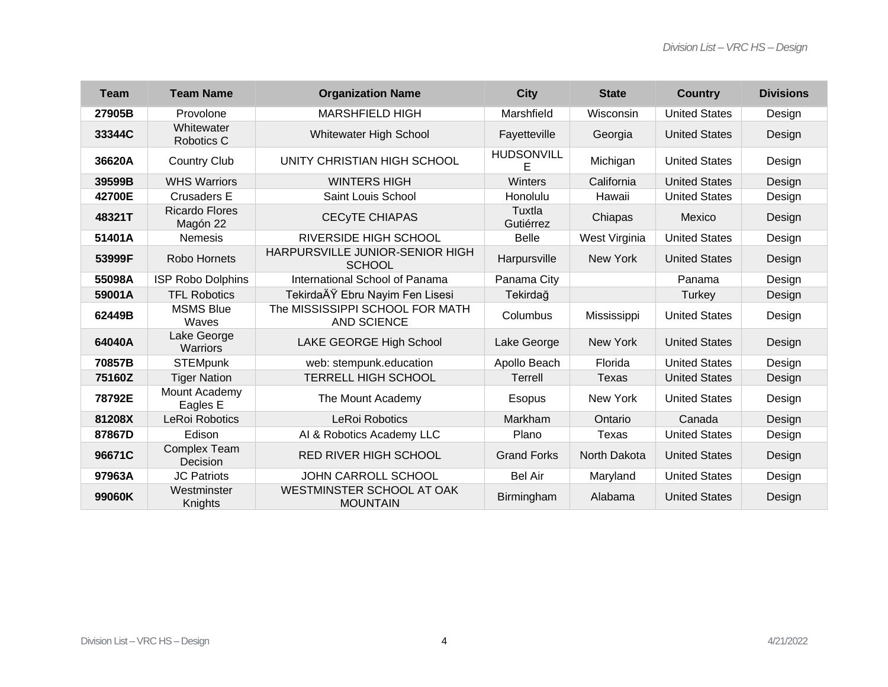| Team | Team Name | Organization Name | City | State | Country | Divisions |
|---|---|---|---|---|---|---|
| 27905B | Provolone | MARSHFIELD HIGH | Marshfield | Wisconsin | United States | Design |
| 33344C | Whitewater Robotics C | Whitewater High School | Fayetteville | Georgia | United States | Design |
| 36620A | Country Club | UNITY CHRISTIAN HIGH SCHOOL | HUDSONVILLE | Michigan | United States | Design |
| 39599B | WHS Warriors | WINTERS HIGH | Winters | California | United States | Design |
| 42700E | Crusaders E | Saint Louis School | Honolulu | Hawaii | United States | Design |
| 48321T | Ricardo Flores Magón 22 | CECyTE CHIAPAS | Tuxtla Gutiérrez | Chiapas | Mexico | Design |
| 51401A | Nemesis | RIVERSIDE HIGH SCHOOL | Belle | West Virginia | United States | Design |
| 53999F | Robo Hornets | HARPURSVILLE JUNIOR-SENIOR HIGH SCHOOL | Harpursville | New York | United States | Design |
| 55098A | ISP Robo Dolphins | International School of Panama | Panama City | | Panama | Design |
| 59001A | TFL Robotics | TekirdaÄŸ Ebru Nayim Fen Lisesi | Tekirdağ | | Turkey | Design |
| 62449B | MSMS Blue Waves | The MISSISSIPPI SCHOOL FOR MATH AND SCIENCE | Columbus | Mississippi | United States | Design |
| 64040A | Lake George Warriors | LAKE GEORGE High School | Lake George | New York | United States | Design |
| 70857B | STEMpunk | web: stempunk.education | Apollo Beach | Florida | United States | Design |
| 75160Z | Tiger Nation | TERRELL HIGH SCHOOL | Terrell | Texas | United States | Design |
| 78792E | Mount Academy Eagles E | The Mount Academy | Esopus | New York | United States | Design |
| 81208X | LeRoi Robotics | LeRoi Robotics | Markham | Ontario | Canada | Design |
| 87867D | Edison | AI & Robotics Academy LLC | Plano | Texas | United States | Design |
| 96671C | Complex Team Decision | RED RIVER HIGH SCHOOL | Grand Forks | North Dakota | United States | Design |
| 97963A | JC Patriots | JOHN CARROLL SCHOOL | Bel Air | Maryland | United States | Design |
| 99060K | Westminster Knights | WESTMINSTER SCHOOL AT OAK MOUNTAIN | Birmingham | Alabama | United States | Design |